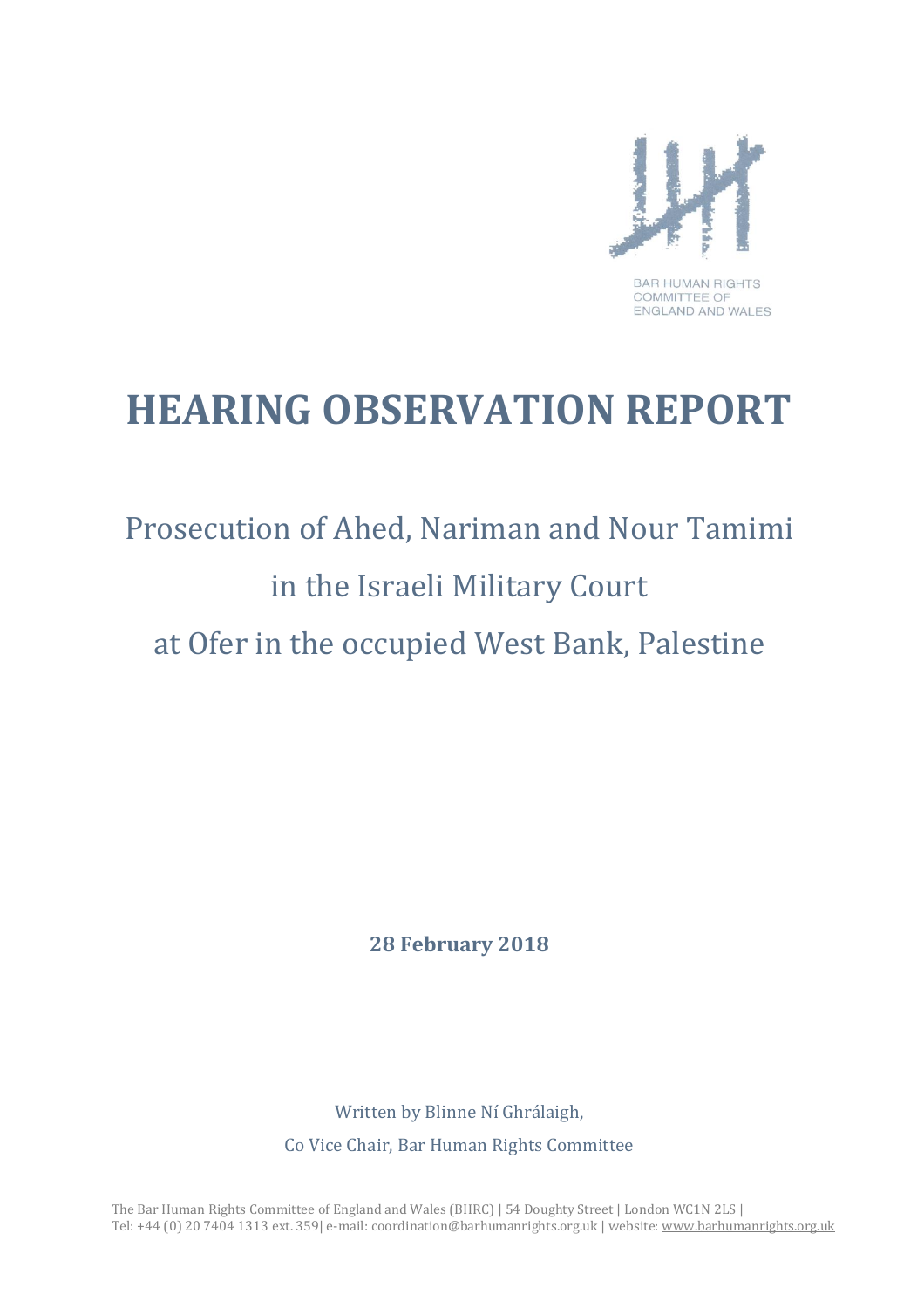BAR HUMAN RIGHTS
COMMITTEE OF
ENGLAND AND WALES

# HEARING OBSERVATION REPORT

## Prosecution of Ahed, Nariman and Nour Tamimi in the Israeli Military Court at Ofer in the occupied West Bank, Palestine

**28 February 2018**

Written by Blinne Ní Ghrálaigh,
Co Vice Chair, Bar Human Rights Committee

The Bar Human Rights Committee of England and Wales (BHRC) | 54 Doughty Street | London WC1N 2LS |
Tel: +44 (0) 20 7404 1313 ext. 359| e-mail: coordination@barhumanrights.org.uk | website: www.barhumanrights.org.uk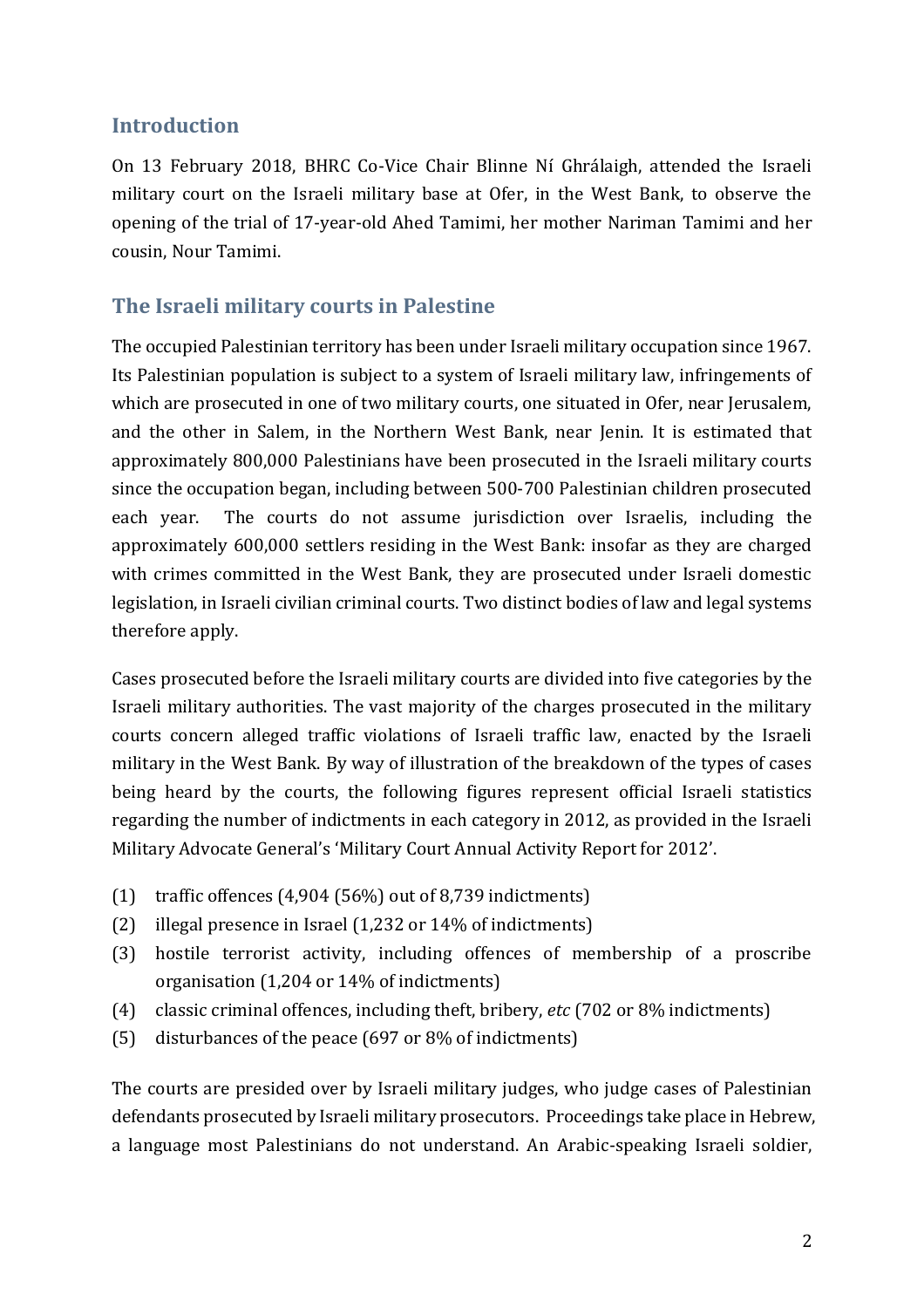## Introduction

On 13 February 2018, BHRC Co-Vice Chair Blinne Ní Ghrálaigh, attended the Israeli military court on the Israeli military base at Ofer, in the West Bank, to observe the opening of the trial of 17-year-old Ahed Tamimi, her mother Nariman Tamimi and her cousin, Nour Tamimi.

## The Israeli military courts in Palestine

The occupied Palestinian territory has been under Israeli military occupation since 1967. Its Palestinian population is subject to a system of Israeli military law, infringements of which are prosecuted in one of two military courts, one situated in Ofer, near Jerusalem, and the other in Salem, in the Northern West Bank, near Jenin. It is estimated that approximately 800,000 Palestinians have been prosecuted in the Israeli military courts since the occupation began, including between 500-700 Palestinian children prosecuted each year. The courts do not assume jurisdiction over Israelis, including the approximately 600,000 settlers residing in the West Bank: insofar as they are charged with crimes committed in the West Bank, they are prosecuted under Israeli domestic legislation, in Israeli civilian criminal courts. Two distinct bodies of law and legal systems therefore apply.

Cases prosecuted before the Israeli military courts are divided into five categories by the Israeli military authorities. The vast majority of the charges prosecuted in the military courts concern alleged traffic violations of Israeli traffic law, enacted by the Israeli military in the West Bank. By way of illustration of the breakdown of the types of cases being heard by the courts, the following figures represent official Israeli statistics regarding the number of indictments in each category in 2012, as provided in the Israeli Military Advocate General's 'Military Court Annual Activity Report for 2012'.

(1) traffic offences (4,904 (56%) out of 8,739 indictments)
(2) illegal presence in Israel (1,232 or 14% of indictments)
(3) hostile terrorist activity, including offences of membership of a proscribe organisation (1,204 or 14% of indictments)
(4) classic criminal offences, including theft, bribery, *etc* (702 or 8% indictments)
(5) disturbances of the peace (697 or 8% of indictments)

The courts are presided over by Israeli military judges, who judge cases of Palestinian defendants prosecuted by Israeli military prosecutors. Proceedings take place in Hebrew, a language most Palestinians do not understand. An Arabic-speaking Israeli soldier,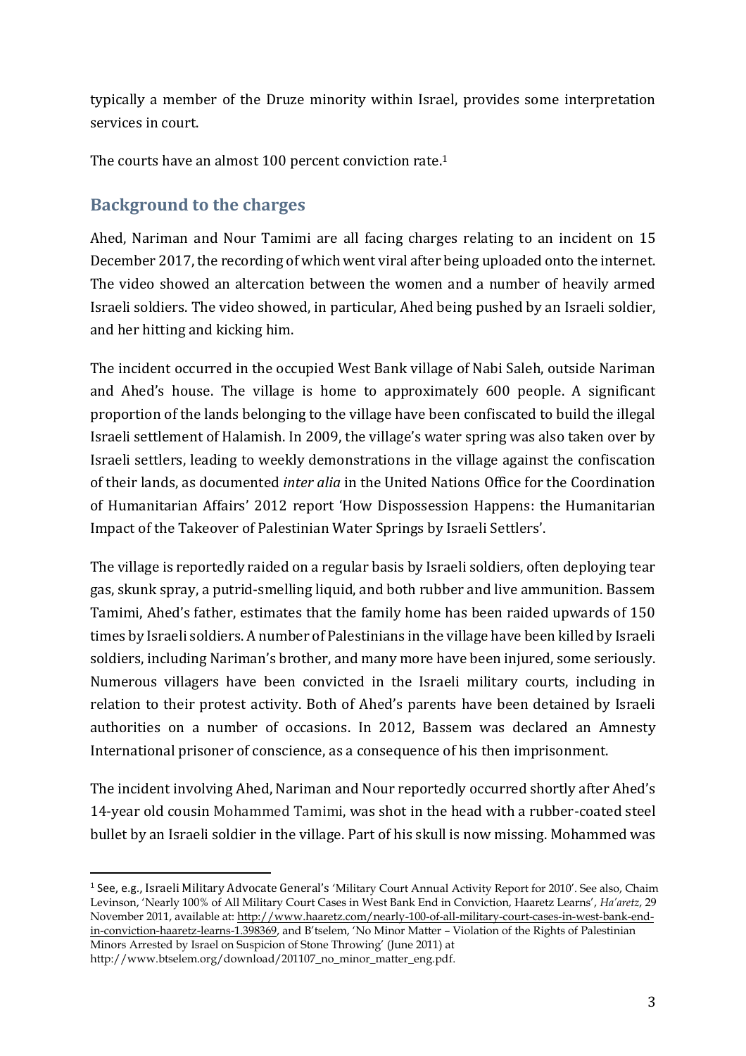typically a member of the Druze minority within Israel, provides some interpretation services in court.

The courts have an almost 100 percent conviction rate.[1]

## Background to the charges

Ahed, Nariman and Nour Tamimi are all facing charges relating to an incident on 15 December 2017, the recording of which went viral after being uploaded onto the internet. The video showed an altercation between the women and a number of heavily armed Israeli soldiers. The video showed, in particular, Ahed being pushed by an Israeli soldier, and her hitting and kicking him.

The incident occurred in the occupied West Bank village of Nabi Saleh, outside Nariman and Ahed's house. The village is home to approximately 600 people. A significant proportion of the lands belonging to the village have been confiscated to build the illegal Israeli settlement of Halamish. In 2009, the village's water spring was also taken over by Israeli settlers, leading to weekly demonstrations in the village against the confiscation of their lands, as documented *inter alia* in the United Nations Office for the Coordination of Humanitarian Affairs' 2012 report 'How Dispossession Happens: the Humanitarian Impact of the Takeover of Palestinian Water Springs by Israeli Settlers'.

The village is reportedly raided on a regular basis by Israeli soldiers, often deploying tear gas, skunk spray, a putrid-smelling liquid, and both rubber and live ammunition. Bassem Tamimi, Ahed's father, estimates that the family home has been raided upwards of 150 times by Israeli soldiers. A number of Palestinians in the village have been killed by Israeli soldiers, including Nariman's brother, and many more have been injured, some seriously. Numerous villagers have been convicted in the Israeli military courts, including in relation to their protest activity. Both of Ahed's parents have been detained by Israeli authorities on a number of occasions. In 2012, Bassem was declared an Amnesty International prisoner of conscience, as a consequence of his then imprisonment.

The incident involving Ahed, Nariman and Nour reportedly occurred shortly after Ahed's 14-year old cousin Mohammed Tamimi, was shot in the head with a rubber-coated steel bullet by an Israeli soldier in the village. Part of his skull is now missing. Mohammed was

---

[1] See, e.g., Israeli Military Advocate General's 'Military Court Annual Activity Report for 2010'. See also, Chaim Levinson, 'Nearly 100% of All Military Court Cases in West Bank End in Conviction, Haaretz Learns', *Ha'aretz*, 29 November 2011, available at: http://www.haaretz.com/nearly-100-of-all-military-court-cases-in-west-bank-end-in-conviction-haaretz-learns-1.398369, and B'tselem, 'No Minor Matter – Violation of the Rights of Palestinian Minors Arrested by Israel on Suspicion of Stone Throwing' (June 2011) at http://www.btselem.org/download/201107_no_minor_matter_eng.pdf.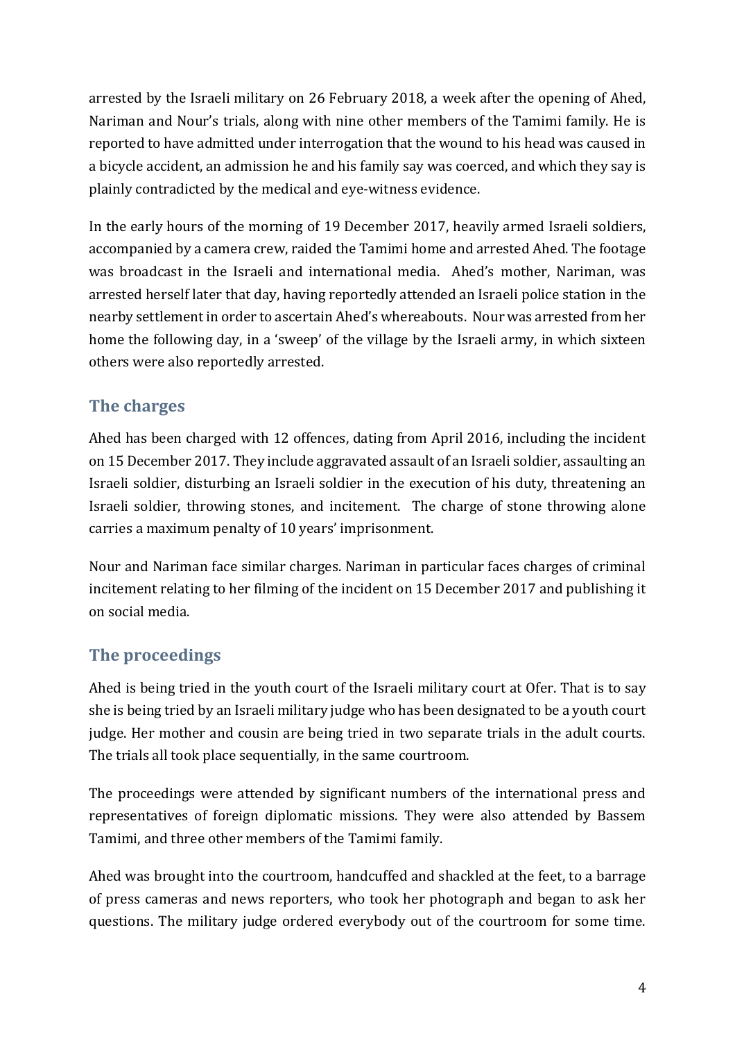arrested by the Israeli military on 26 February 2018, a week after the opening of Ahed, Nariman and Nour's trials, along with nine other members of the Tamimi family. He is reported to have admitted under interrogation that the wound to his head was caused in a bicycle accident, an admission he and his family say was coerced, and which they say is plainly contradicted by the medical and eye-witness evidence.

In the early hours of the morning of 19 December 2017, heavily armed Israeli soldiers, accompanied by a camera crew, raided the Tamimi home and arrested Ahed. The footage was broadcast in the Israeli and international media. Ahed's mother, Nariman, was arrested herself later that day, having reportedly attended an Israeli police station in the nearby settlement in order to ascertain Ahed's whereabouts. Nour was arrested from her home the following day, in a 'sweep' of the village by the Israeli army, in which sixteen others were also reportedly arrested.

## The charges

Ahed has been charged with 12 offences, dating from April 2016, including the incident on 15 December 2017. They include aggravated assault of an Israeli soldier, assaulting an Israeli soldier, disturbing an Israeli soldier in the execution of his duty, threatening an Israeli soldier, throwing stones, and incitement. The charge of stone throwing alone carries a maximum penalty of 10 years' imprisonment.

Nour and Nariman face similar charges. Nariman in particular faces charges of criminal incitement relating to her filming of the incident on 15 December 2017 and publishing it on social media.

## The proceedings

Ahed is being tried in the youth court of the Israeli military court at Ofer. That is to say she is being tried by an Israeli military judge who has been designated to be a youth court judge. Her mother and cousin are being tried in two separate trials in the adult courts. The trials all took place sequentially, in the same courtroom.

The proceedings were attended by significant numbers of the international press and representatives of foreign diplomatic missions. They were also attended by Bassem Tamimi, and three other members of the Tamimi family.

Ahed was brought into the courtroom, handcuffed and shackled at the feet, to a barrage of press cameras and news reporters, who took her photograph and began to ask her questions. The military judge ordered everybody out of the courtroom for some time.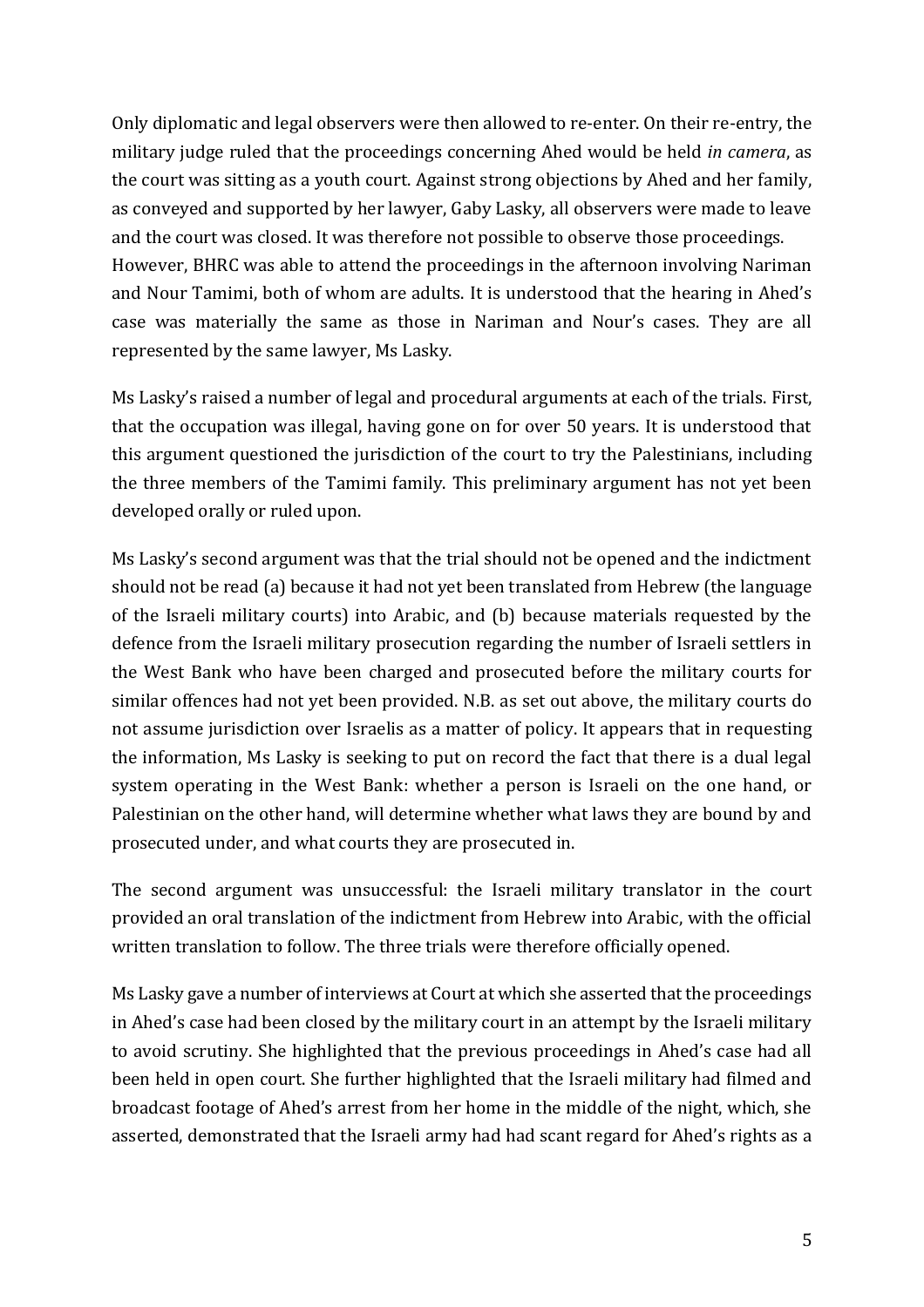Only diplomatic and legal observers were then allowed to re-enter. On their re-entry, the military judge ruled that the proceedings concerning Ahed would be held *in camera*, as the court was sitting as a youth court. Against strong objections by Ahed and her family, as conveyed and supported by her lawyer, Gaby Lasky, all observers were made to leave and the court was closed. It was therefore not possible to observe those proceedings. However, BHRC was able to attend the proceedings in the afternoon involving Nariman and Nour Tamimi, both of whom are adults. It is understood that the hearing in Ahed's case was materially the same as those in Nariman and Nour's cases. They are all represented by the same lawyer, Ms Lasky.

Ms Lasky's raised a number of legal and procedural arguments at each of the trials. First, that the occupation was illegal, having gone on for over 50 years. It is understood that this argument questioned the jurisdiction of the court to try the Palestinians, including the three members of the Tamimi family. This preliminary argument has not yet been developed orally or ruled upon.

Ms Lasky's second argument was that the trial should not be opened and the indictment should not be read (a) because it had not yet been translated from Hebrew (the language of the Israeli military courts) into Arabic, and (b) because materials requested by the defence from the Israeli military prosecution regarding the number of Israeli settlers in the West Bank who have been charged and prosecuted before the military courts for similar offences had not yet been provided. N.B. as set out above, the military courts do not assume jurisdiction over Israelis as a matter of policy. It appears that in requesting the information, Ms Lasky is seeking to put on record the fact that there is a dual legal system operating in the West Bank: whether a person is Israeli on the one hand, or Palestinian on the other hand, will determine whether what laws they are bound by and prosecuted under, and what courts they are prosecuted in.

The second argument was unsuccessful: the Israeli military translator in the court provided an oral translation of the indictment from Hebrew into Arabic, with the official written translation to follow. The three trials were therefore officially opened.

Ms Lasky gave a number of interviews at Court at which she asserted that the proceedings in Ahed's case had been closed by the military court in an attempt by the Israeli military to avoid scrutiny. She highlighted that the previous proceedings in Ahed's case had all been held in open court. She further highlighted that the Israeli military had filmed and broadcast footage of Ahed's arrest from her home in the middle of the night, which, she asserted, demonstrated that the Israeli army had had scant regard for Ahed's rights as a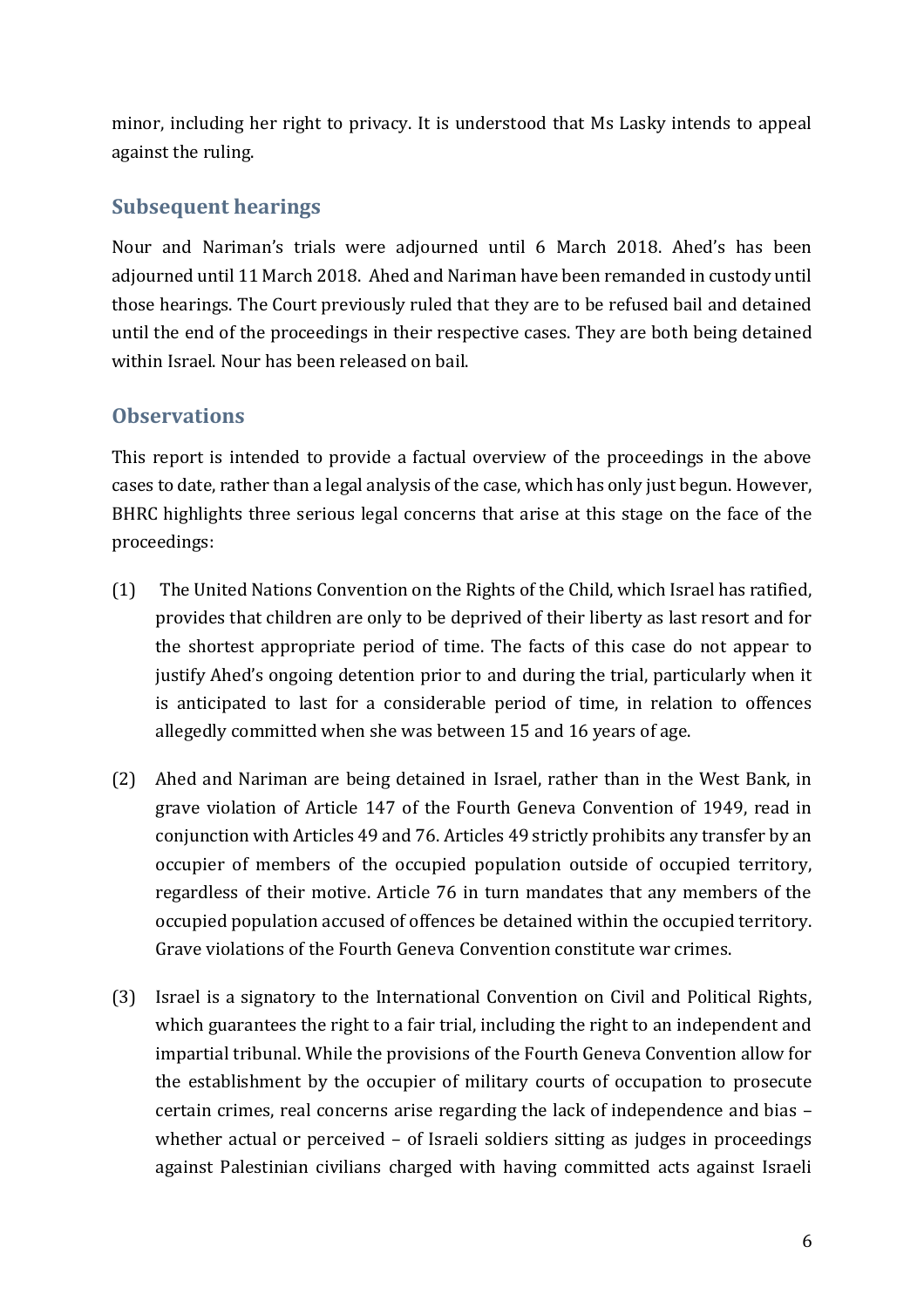minor, including her right to privacy. It is understood that Ms Lasky intends to appeal against the ruling.

## Subsequent hearings

Nour and Nariman's trials were adjourned until 6 March 2018. Ahed's has been adjourned until 11 March 2018. Ahed and Nariman have been remanded in custody until those hearings. The Court previously ruled that they are to be refused bail and detained until the end of the proceedings in their respective cases. They are both being detained within Israel. Nour has been released on bail.

## Observations

This report is intended to provide a factual overview of the proceedings in the above cases to date, rather than a legal analysis of the case, which has only just begun. However, BHRC highlights three serious legal concerns that arise at this stage on the face of the proceedings:

(1) The United Nations Convention on the Rights of the Child, which Israel has ratified, provides that children are only to be deprived of their liberty as last resort and for the shortest appropriate period of time. The facts of this case do not appear to justify Ahed's ongoing detention prior to and during the trial, particularly when it is anticipated to last for a considerable period of time, in relation to offences allegedly committed when she was between 15 and 16 years of age.

(2) Ahed and Nariman are being detained in Israel, rather than in the West Bank, in grave violation of Article 147 of the Fourth Geneva Convention of 1949, read in conjunction with Articles 49 and 76. Articles 49 strictly prohibits any transfer by an occupier of members of the occupied population outside of occupied territory, regardless of their motive. Article 76 in turn mandates that any members of the occupied population accused of offences be detained within the occupied territory. Grave violations of the Fourth Geneva Convention constitute war crimes.

(3) Israel is a signatory to the International Convention on Civil and Political Rights, which guarantees the right to a fair trial, including the right to an independent and impartial tribunal. While the provisions of the Fourth Geneva Convention allow for the establishment by the occupier of military courts of occupation to prosecute certain crimes, real concerns arise regarding the lack of independence and bias – whether actual or perceived – of Israeli soldiers sitting as judges in proceedings against Palestinian civilians charged with having committed acts against Israeli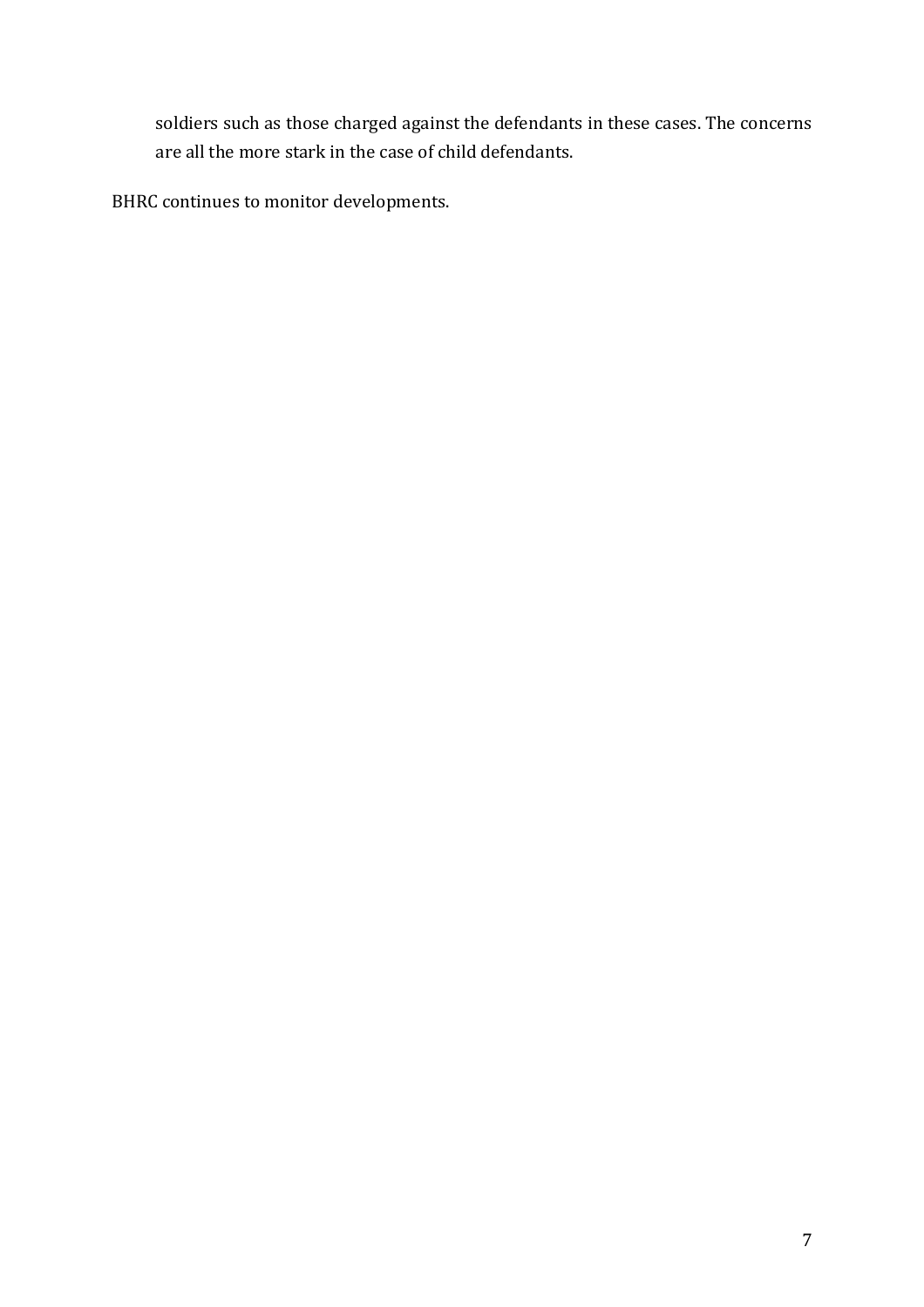soldiers such as those charged against the defendants in these cases. The concerns are all the more stark in the case of child defendants.

BHRC continues to monitor developments.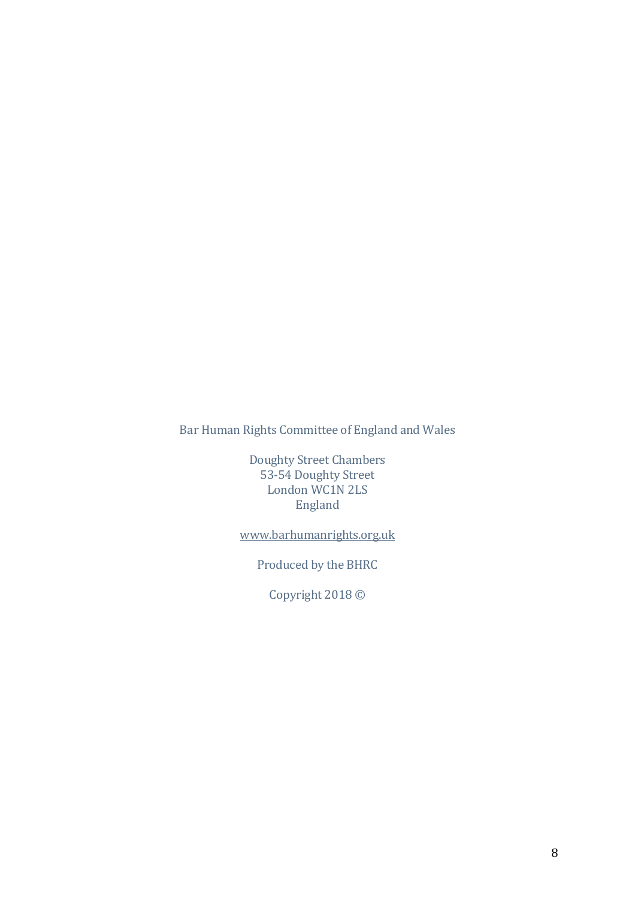Bar Human Rights Committee of England and Wales

Doughty Street Chambers
53-54 Doughty Street
London WC1N 2LS
England

www.barhumanrights.org.uk

Produced by the BHRC

Copyright 2018 ©